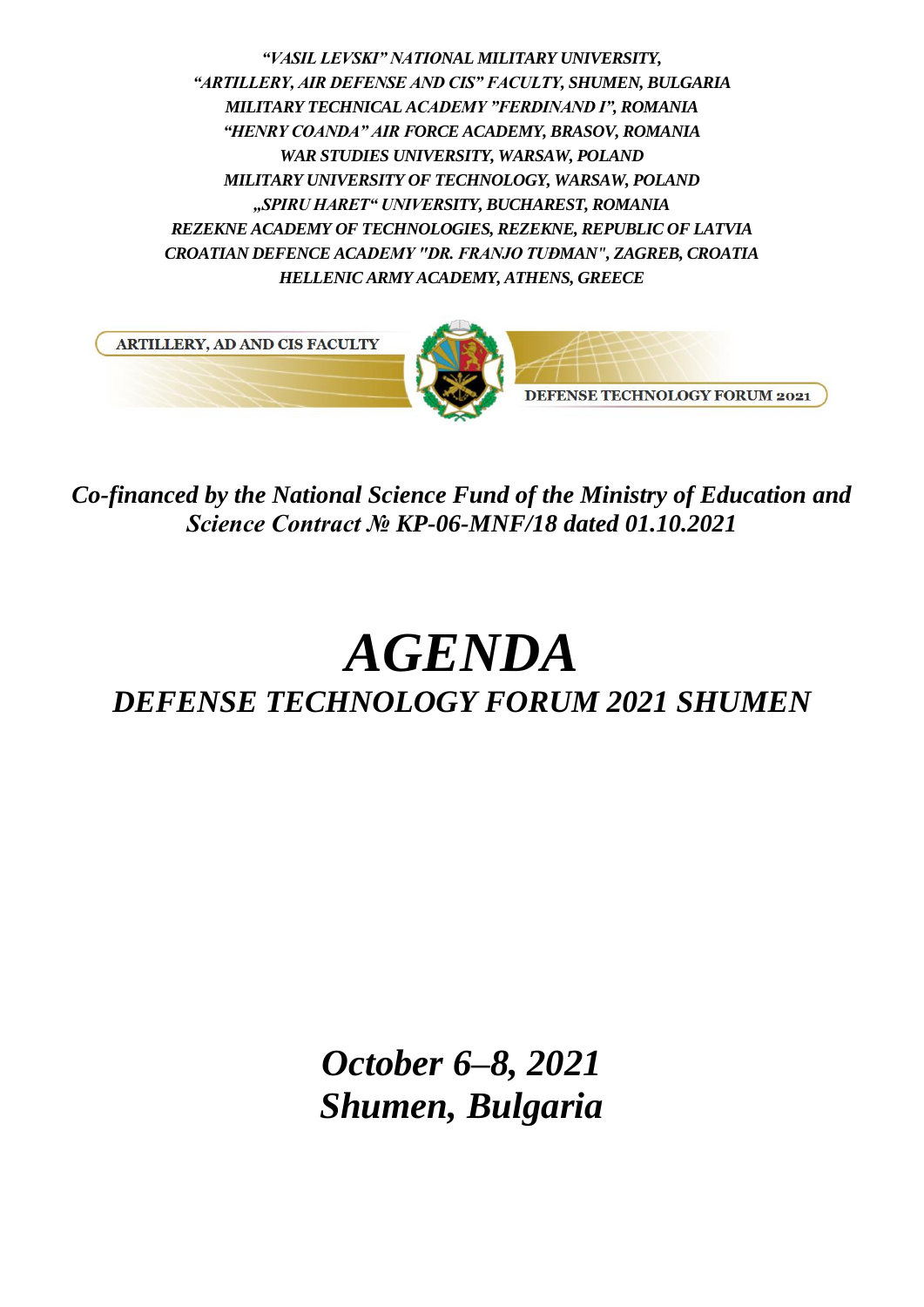*"VASIL LEVSKI" NATIONAL MILITARY UNIVERSITY,*
*"ARTILLERY, AIR DEFENSE AND CIS" FACULTY, SHUMEN, BULGARIA*
*MILITARY TECHNICAL ACADEMY "FERDINAND I", ROMANIA*
*"HENRY COANDA" AIR FORCE ACADEMY, BRASOV, ROMANIA*
*WAR STUDIES UNIVERSITY, WARSAW, POLAND*
*MILITARY UNIVERSITY OF TECHNOLOGY, WARSAW, POLAND*
*„SPIRU HARET" UNIVERSITY, BUCHAREST, ROMANIA*
*REZEKNE ACADEMY OF TECHNOLOGIES, REZEKNE, REPUBLIC OF LATVIA*
*CROATIAN DEFENCE ACADEMY "DR. FRANJO TUĐMAN", ZAGREB, CROATIA*
*HELLENIC ARMY ACADEMY, ATHENS, GREECE*

ARTILLERY, AD AND CIS FACULTY

DEFENSE TECHNOLOGY FORUM 2021

***Co-financed by the National Science Fund of the Ministry of Education and Science Contract № KP-06-MNF/18 dated 01.10.2021***

# *AGENDA*

## *DEFENSE TECHNOLOGY FORUM 2021 SHUMEN*

***October 6–8, 2021***
***Shumen, Bulgaria***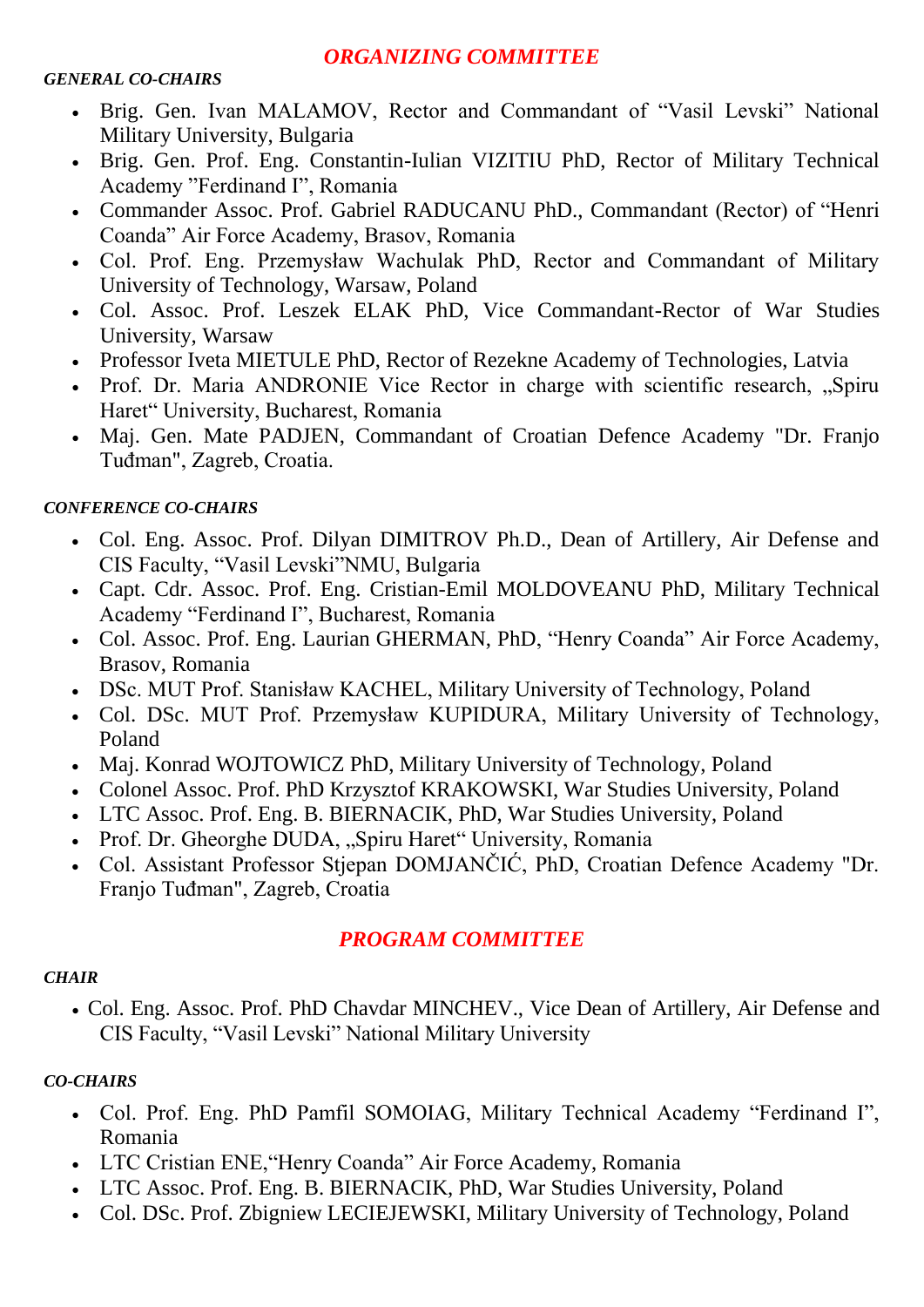## *ORGANIZING COMMITTEE*

***GENERAL CO-CHAIRS***

- Brig. Gen. Ivan MALAMOV, Rector and Commandant of “Vasil Levski” National Military University, Bulgaria
- Brig. Gen. Prof. Eng. Constantin-Iulian VIZITIU PhD, Rector of Military Technical Academy ”Ferdinand I”, Romania
- Commander Assoc. Prof. Gabriel RADUCANU PhD., Commandant (Rector) of “Henri Coanda” Air Force Academy, Brasov, Romania
- Col. Prof. Eng. Przemysław Wachulak PhD, Rector and Commandant of Military University of Technology, Warsaw, Poland
- Col. Assoc. Prof. Leszek ELAK PhD, Vice Commandant-Rector of War Studies University, Warsaw
- Professor Iveta MIETULE PhD, Rector of Rezekne Academy of Technologies, Latvia
- Prof. Dr. Maria ANDRONIE Vice Rector in charge with scientific research, „Spiru Haret“ University, Bucharest, Romania
- Maj. Gen. Mate PADJEN, Commandant of Croatian Defence Academy "Dr. Franjo Tuđman", Zagreb, Croatia.

***CONFERENCE CO-CHAIRS***

- Col. Eng. Assoc. Prof. Dilyan DIMITROV Ph.D., Dean of Artillery, Air Defense and CIS Faculty, “Vasil Levski”NMU, Bulgaria
- Capt. Cdr. Assoc. Prof. Eng. Cristian-Emil MOLDOVEANU PhD, Military Technical Academy “Ferdinand I”, Bucharest, Romania
- Col. Assoc. Prof. Eng. Laurian GHERMAN, PhD, “Henry Coanda” Air Force Academy, Brasov, Romania
- DSc. MUT Prof. Stanisław KACHEL, Military University of Technology, Poland
- Col. DSc. MUT Prof. Przemysław KUPIDURA, Military University of Technology, Poland
- Maj. Konrad WOJTOWICZ PhD, Military University of Technology, Poland
- Colonel Assoc. Prof. PhD Krzysztof KRAKOWSKI, War Studies University, Poland
- LTC Assoc. Prof. Eng. B. BIERNACIK, PhD, War Studies University, Poland
- Prof. Dr. Gheorghe DUDA, „Spiru Haret“ University, Romania
- Col. Assistant Professor Stjepan DOMJANČIĆ, PhD, Croatian Defence Academy "Dr. Franjo Tuđman", Zagreb, Croatia

## *PROGRAM COMMITTEE*

***CHAIR***

- Col. Eng. Assoc. Prof. PhD Chavdar MINCHEV., Vice Dean of Artillery, Air Defense and CIS Faculty, “Vasil Levski” National Military University

***CO-CHAIRS***

- Col. Prof. Eng. PhD Pamfil SOMOIAG, Military Technical Academy “Ferdinand I”, Romania
- LTC Cristian ENE,“Henry Coanda” Air Force Academy, Romania
- LTC Assoc. Prof. Eng. B. BIERNACIK, PhD, War Studies University, Poland
- Col. DSc. Prof. Zbigniew LECIEJEWSKI, Military University of Technology, Poland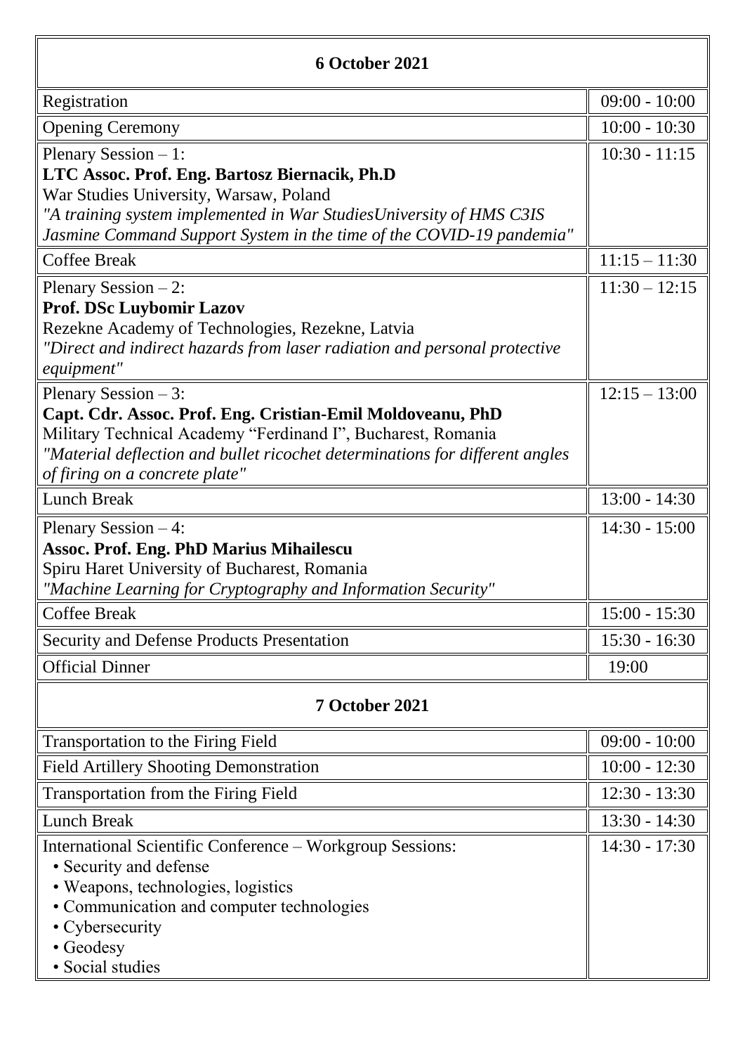| 6 October 2021 | |
|---|---|
| Registration | 09:00 - 10:00 |
| Opening Ceremony | 10:00 - 10:30 |
| Plenary Session – 1:<br>**LTC Assoc. Prof. Eng. Bartosz Biernacik, Ph.D**<br>War Studies University, Warsaw, Poland<br>*"A training system implemented in War StudiesUniversity of HMS C3IS Jasmine Command Support System in the time of the COVID-19 pandemia"* | 10:30 - 11:15 |
| Coffee Break | 11:15 – 11:30 |
| Plenary Session – 2:<br>**Prof. DSc Luybomir Lazov**<br>Rezekne Academy of Technologies, Rezekne, Latvia<br>*"Direct and indirect hazards from laser radiation and personal protective equipment"* | 11:30 – 12:15 |
| Plenary Session – 3:<br>**Capt. Cdr. Assoc. Prof. Eng. Cristian-Emil Moldoveanu, PhD**<br>Military Technical Academy "Ferdinand I", Bucharest, Romania<br>*"Material deflection and bullet ricochet determinations for different angles of firing on a concrete plate"* | 12:15 – 13:00 |
| Lunch Break | 13:00 - 14:30 |
| Plenary Session – 4:<br>**Assoc. Prof. Eng. PhD Marius Mihailescu**<br>Spiru Haret University of Bucharest, Romania<br>*"Machine Learning for Cryptography and Information Security"* | 14:30 - 15:00 |
| Coffee Break | 15:00 - 15:30 |
| Security and Defense Products Presentation | 15:30 - 16:30 |
| Official Dinner | 19:00 |
| **7 October 2021** | |
| Transportation to the Firing Field | 09:00 - 10:00 |
| Field Artillery Shooting Demonstration | 10:00 - 12:30 |
| Transportation from the Firing Field | 12:30 - 13:30 |
| Lunch Break | 13:30 - 14:30 |
| International Scientific Conference – Workgroup Sessions:<br>• Security and defense<br>• Weapons, technologies, logistics<br>• Communication and computer technologies<br>• Cybersecurity<br>• Geodesy<br>• Social studies | 14:30 - 17:30 |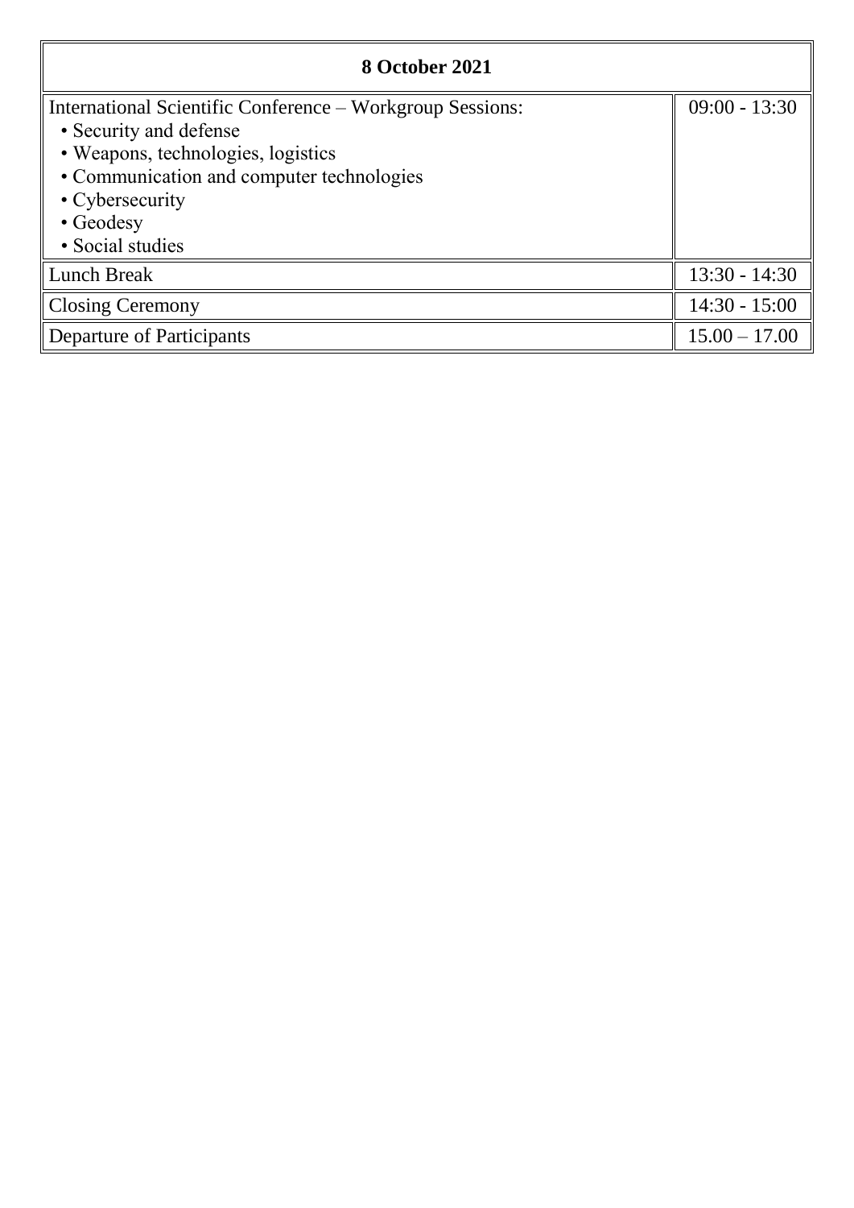| 8 October 2021 | |
|---|---|
| International Scientific Conference – Workgroup Sessions:<br>• Security and defense<br>• Weapons, technologies, logistics<br>• Communication and computer technologies<br>• Cybersecurity<br>• Geodesy<br>• Social studies | 09:00 - 13:30 |
| Lunch Break | 13:30 - 14:30 |
| Closing Ceremony | 14:30 - 15:00 |
| Departure of Participants | 15.00 – 17.00 |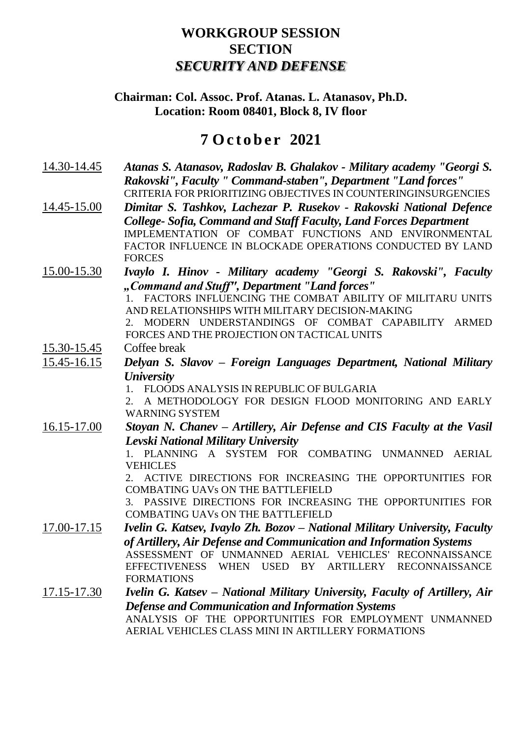# WORKGROUP SESSION
# SECTION
# *SECURITY AND DEFENSE*

**Chairman: Col. Assoc. Prof. Atanas. L. Atanasov, Ph.D.**
**Location: Room 08401, Block 8, IV floor**

## 7 October 2021

14.30-14.45 ***Atanas S. Atanasov, Radoslav B. Ghalakov - Military academy "Georgi S. Rakovski", Faculty " Command-staben", Department "Land forces"***
CRITERIA FOR PRIORITIZING OBJECTIVES IN COUNTERINGINSURGENCIES

14.45-15.00 ***Dimitar S. Tashkov, Lachezar P. Rusekov - Rakovski National Defence College- Sofia, Command and Staff Faculty, Land Forces Department***
IMPLEMENTATION OF COMBAT FUNCTIONS AND ENVIRONMENTAL FACTOR INFLUENCE IN BLOCKADE OPERATIONS CONDUCTED BY LAND FORCES

15.00-15.30 ***Ivaylo I. Hinov - Military academy "Georgi S. Rakovski", Faculty „Command and Stuff", Department "Land forces"***
1. FACTORS INFLUENCING THE COMBAT ABILITY OF MILITARU UNITS AND RELATIONSHIPS WITH MILITARY DECISION-MAKING
2. MODERN UNDERSTANDINGS OF COMBAT CAPABILITY ARMED FORCES AND THE PROJECTION ON TACTICAL UNITS

15.30-15.45 Coffee break

15.45-16.15 ***Delyan S. Slavov – Foreign Languages Department, National Military University***
1. FLOODS ANALYSIS IN REPUBLIC OF BULGARIA
2. A METHODOLOGY FOR DESIGN FLOOD MONITORING AND EARLY WARNING SYSTEM

16.15-17.00 ***Stoyan N. Chanev – Artillery, Air Defense and CIS Faculty at the Vasil Levski National Military University***
1. PLANNING A SYSTEM FOR COMBATING UNMANNED AERIAL VEHICLES
2. ACTIVE DIRECTIONS FOR INCREASING THE OPPORTUNITIES FOR COMBATING UAVs ON THE BATTLEFIELD
3. PASSIVE DIRECTIONS FOR INCREASING THE OPPORTUNITIES FOR COMBATING UAVs ON THE BATTLEFIELD

17.00-17.15 ***Ivelin G. Katsev, Ivaylo Zh. Bozov – National Military University, Faculty of Artillery, Air Defense and Communication and Information Systems***
ASSESSMENT OF UNMANNED AERIAL VEHICLES' RECONNAISSANCE EFFECTIVENESS WHEN USED BY ARTILLERY RECONNAISSANCE FORMATIONS

17.15-17.30 ***Ivelin G. Katsev – National Military University, Faculty of Artillery, Air Defense and Communication and Information Systems***
ANALYSIS OF THE OPPORTUNITIES FOR EMPLOYMENT UNMANNED AERIAL VEHICLES CLASS MINI IN ARTILLERY FORMATIONS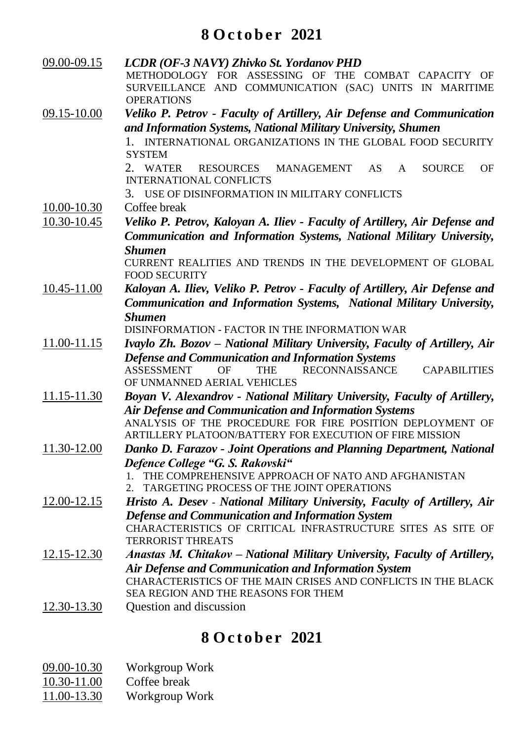## 8 October 2021

09.00-09.15 ***LCDR (OF-3 NAVY) Zhivko St. Yordanov PHD***
METHODOLOGY FOR ASSESSING OF THE COMBAT CAPACITY OF SURVEILLANCE AND COMMUNICATION (SAC) UNITS IN MARITIME OPERATIONS

09.15-10.00 ***Veliko P. Petrov - Faculty of Artillery, Air Defense and Communication and Information Systems, National Military University, Shumen***
1. INTERNATIONAL ORGANIZATIONS IN THE GLOBAL FOOD SECURITY SYSTEM
2. WATER RESOURCES MANAGEMENT AS A SOURCE OF INTERNATIONAL CONFLICTS
3. USE OF DISINFORMATION IN MILITARY CONFLICTS

10.00-10.30 Coffee break

10.30-10.45 ***Veliko P. Petrov, Kaloyan A. Iliev - Faculty of Artillery, Air Defense and Communication and Information Systems, National Military University, Shumen***
CURRENT REALITIES AND TRENDS IN THE DEVELOPMENT OF GLOBAL FOOD SECURITY

10.45-11.00 ***Kaloyan A. Iliev, Veliko P. Petrov - Faculty of Artillery, Air Defense and Communication and Information Systems, National Military University, Shumen***
DISINFORMATION - FACTOR IN THE INFORMATION WAR

11.00-11.15 ***Ivaylo Zh. Bozov – National Military University, Faculty of Artillery, Air Defense and Communication and Information Systems***
ASSESSMENT OF THE RECONNAISSANCE CAPABILITIES OF UNMANNED AERIAL VEHICLES

11.15-11.30 ***Boyan V. Alexandrov - National Military University, Faculty of Artillery, Air Defense and Communication and Information Systems***
ANALYSIS OF THE PROCEDURE FOR FIRE POSITION DEPLOYMENT OF ARTILLERY PLATOON/BATTERY FOR EXECUTION OF FIRE MISSION

11.30-12.00 ***Danko D. Farazov - Joint Operations and Planning Department, National Defence College "G. S. Rakovski"***
1. THE COMPREHENSIVE APPROACH OF NATO AND AFGHANISTAN
2. TARGETING PROCESS OF THE JOINT OPERATIONS

12.00-12.15 ***Hristo A. Desev - National Military University, Faculty of Artillery, Air Defense and Communication and Information System***
CHARACTERISTICS OF CRITICAL INFRASTRUCTURE SITES AS SITE OF TERRORIST THREATS

12.15-12.30 ***Anastas M. Chitakov – National Military University, Faculty of Artillery, Air Defense and Communication and Information System***
CHARACTERISTICS OF THE MAIN CRISES AND CONFLICTS IN THE BLACK SEA REGION AND THE REASONS FOR THEM

12.30-13.30 Question and discussion

## 8 October 2021

09.00-10.30 Workgroup Work

10.30-11.00 Coffee break

11.00-13.30 Workgroup Work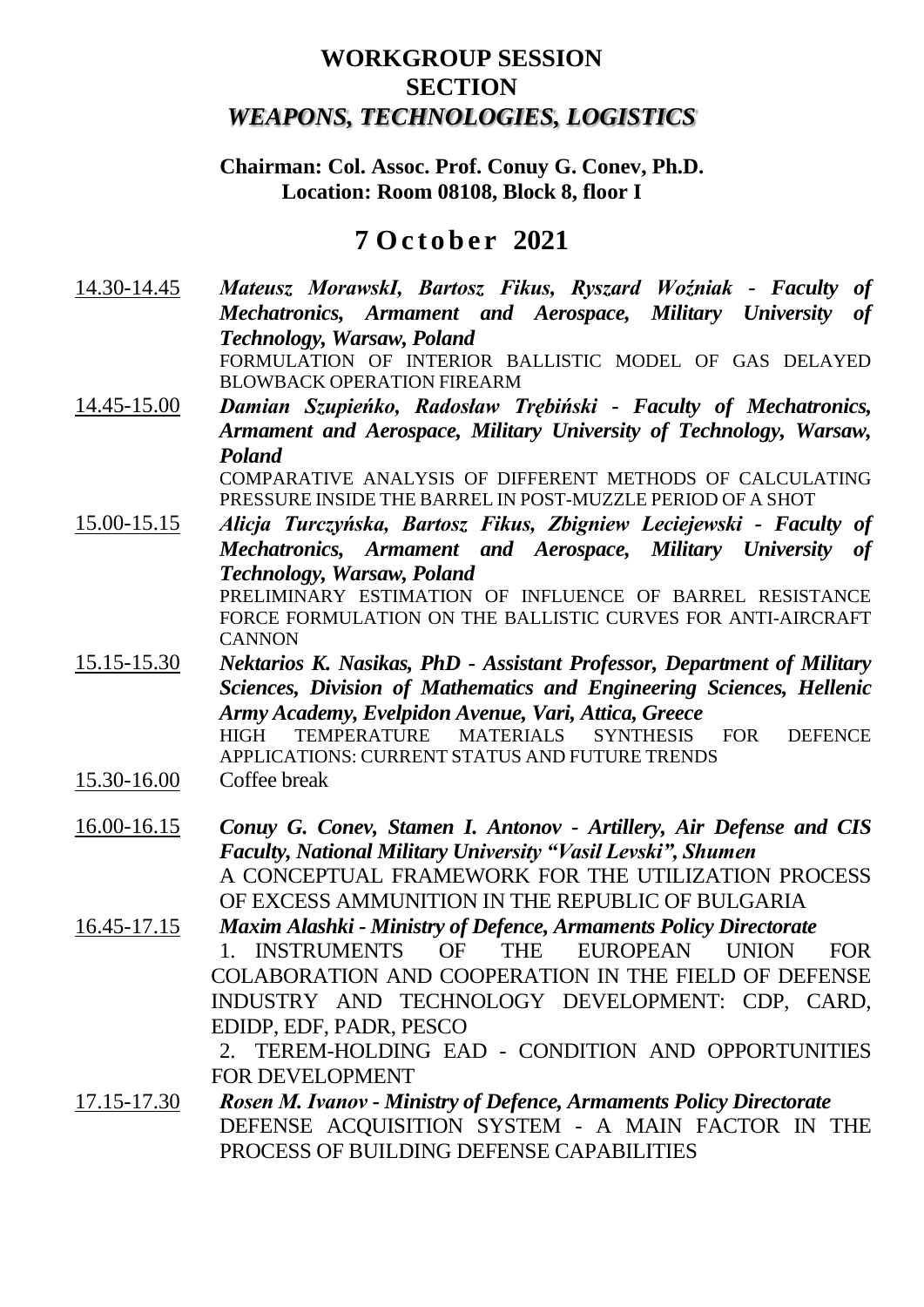# WORKGROUP SESSION
# SECTION
# *WEAPONS, TECHNOLOGIES, LOGISTICS*

**Chairman: Col. Assoc. Prof. Conuy G. Conev, Ph.D.**
**Location: Room 08108, Block 8, floor I**

## 7 October 2021

14.30-14.45 ***Mateusz MorawskI, Bartosz Fikus, Ryszard Woźniak - Faculty of Mechatronics, Armament and Aerospace, Military University of Technology, Warsaw, Poland***
FORMULATION OF INTERIOR BALLISTIC MODEL OF GAS DELAYED BLOWBACK OPERATION FIREARM

14.45-15.00 ***Damian Szupieńko, Radosław Trębiński - Faculty of Mechatronics, Armament and Aerospace, Military University of Technology, Warsaw, Poland***
COMPARATIVE ANALYSIS OF DIFFERENT METHODS OF CALCULATING PRESSURE INSIDE THE BARREL IN POST-MUZZLE PERIOD OF A SHOT

15.00-15.15 ***Alicja Turczyńska, Bartosz Fikus, Zbigniew Leciejewski - Faculty of Mechatronics, Armament and Aerospace, Military University of Technology, Warsaw, Poland***
PRELIMINARY ESTIMATION OF INFLUENCE OF BARREL RESISTANCE FORCE FORMULATION ON THE BALLISTIC CURVES FOR ANTI-AIRCRAFT CANNON

15.15-15.30 ***Nektarios K. Nasikas, PhD - Assistant Professor, Department of Military Sciences, Division of Mathematics and Engineering Sciences, Hellenic Army Academy, Evelpidon Avenue, Vari, Attica, Greece***
HIGH TEMPERATURE MATERIALS SYNTHESIS FOR DEFENCE APPLICATIONS: CURRENT STATUS AND FUTURE TRENDS

15.30-16.00 Coffee break

16.00-16.15 ***Conuy G. Conev, Stamen I. Antonov - Artillery, Air Defense and CIS Faculty, National Military University "Vasil Levski", Shumen***
A CONCEPTUAL FRAMEWORK FOR THE UTILIZATION PROCESS OF EXCESS AMMUNITION IN THE REPUBLIC OF BULGARIA

16.45-17.15 ***Maxim Alashki - Ministry of Defence, Armaments Policy Directorate***
1. INSTRUMENTS OF THE EUROPEAN UNION FOR COLABORATION AND COOPERATION IN THE FIELD OF DEFENSE INDUSTRY AND TECHNOLOGY DEVELOPMENT: CDP, CARD, EDIDP, EDF, PADR, PESCO
2. TEREM-HOLDING EAD - CONDITION AND OPPORTUNITIES FOR DEVELOPMENT

17.15-17.30 ***Rosen M. Ivanov - Ministry of Defence, Armaments Policy Directorate***
DEFENSE ACQUISITION SYSTEM - A MAIN FACTOR IN THE PROCESS OF BUILDING DEFENSE CAPABILITIES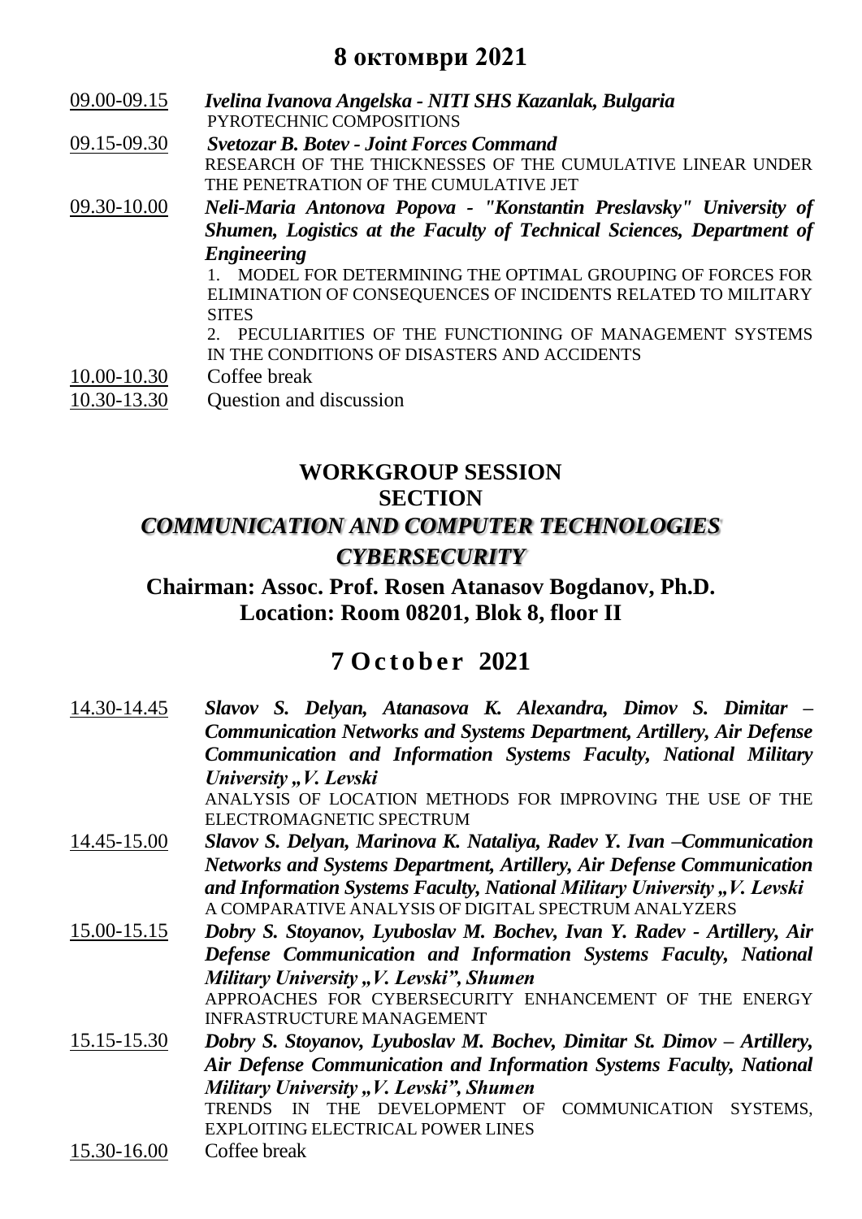## 8 октомври 2021

09.00-09.15 ***Ivelina Ivanova Angelska - NITI SHS Kazanlak, Bulgaria***
PYROTECHNIC COMPOSITIONS

09.15-09.30 ***Svetozar B. Botev - Joint Forces Command***
RESEARCH OF THE THICKNESSES OF THE CUMULATIVE LINEAR UNDER THE PENETRATION OF THE CUMULATIVE JET

09.30-10.00 ***Neli-Maria Antonova Popova - "Konstantin Preslavsky" University of Shumen, Logistics at the Faculty of Technical Sciences, Department of Engineering***
1. MODEL FOR DETERMINING THE OPTIMAL GROUPING OF FORCES FOR ELIMINATION OF CONSEQUENCES OF INCIDENTS RELATED TO MILITARY SITES
2. PECULIARITIES OF THE FUNCTIONING OF MANAGEMENT SYSTEMS IN THE CONDITIONS OF DISASTERS AND ACCIDENTS

10.00-10.30 Coffee break

10.30-13.30 Question and discussion

## WORKGROUP SESSION
## SECTION
## *COMMUNICATION AND COMPUTER TECHNOLOGIES*
## *CYBERSECURITY*

**Chairman: Assoc. Prof. Rosen Atanasov Bogdanov, Ph.D.**
**Location: Room 08201, Blok 8, floor II**

## 7 October 2021

14.30-14.45 ***Slavov S. Delyan, Atanasova K. Alexandra, Dimov S. Dimitar – Communication Networks and Systems Department, Artillery, Air Defense Communication and Information Systems Faculty, National Military University „V. Levski***
ANALYSIS OF LOCATION METHODS FOR IMPROVING THE USE OF THE ELECTROMAGNETIC SPECTRUM

14.45-15.00 ***Slavov S. Delyan, Marinova K. Nataliya, Radev Y. Ivan –Communication Networks and Systems Department, Artillery, Air Defense Communication and Information Systems Faculty, National Military University „V. Levski***
A COMPARATIVE ANALYSIS OF DIGITAL SPECTRUM ANALYZERS

15.00-15.15 ***Dobry S. Stoyanov, Lyuboslav M. Bochev, Ivan Y. Radev - Artillery, Air Defense Communication and Information Systems Faculty, National Military University „V. Levski", Shumen***
APPROACHES FOR CYBERSECURITY ENHANCEMENT OF THE ENERGY INFRASTRUCTURE MANAGEMENT

15.15-15.30 ***Dobry S. Stoyanov, Lyuboslav M. Bochev, Dimitar St. Dimov – Artillery, Air Defense Communication and Information Systems Faculty, National Military University „V. Levski", Shumen***
TRENDS IN THE DEVELOPMENT OF COMMUNICATION SYSTEMS, EXPLOITING ELECTRICAL POWER LINES

15.30-16.00 Coffee break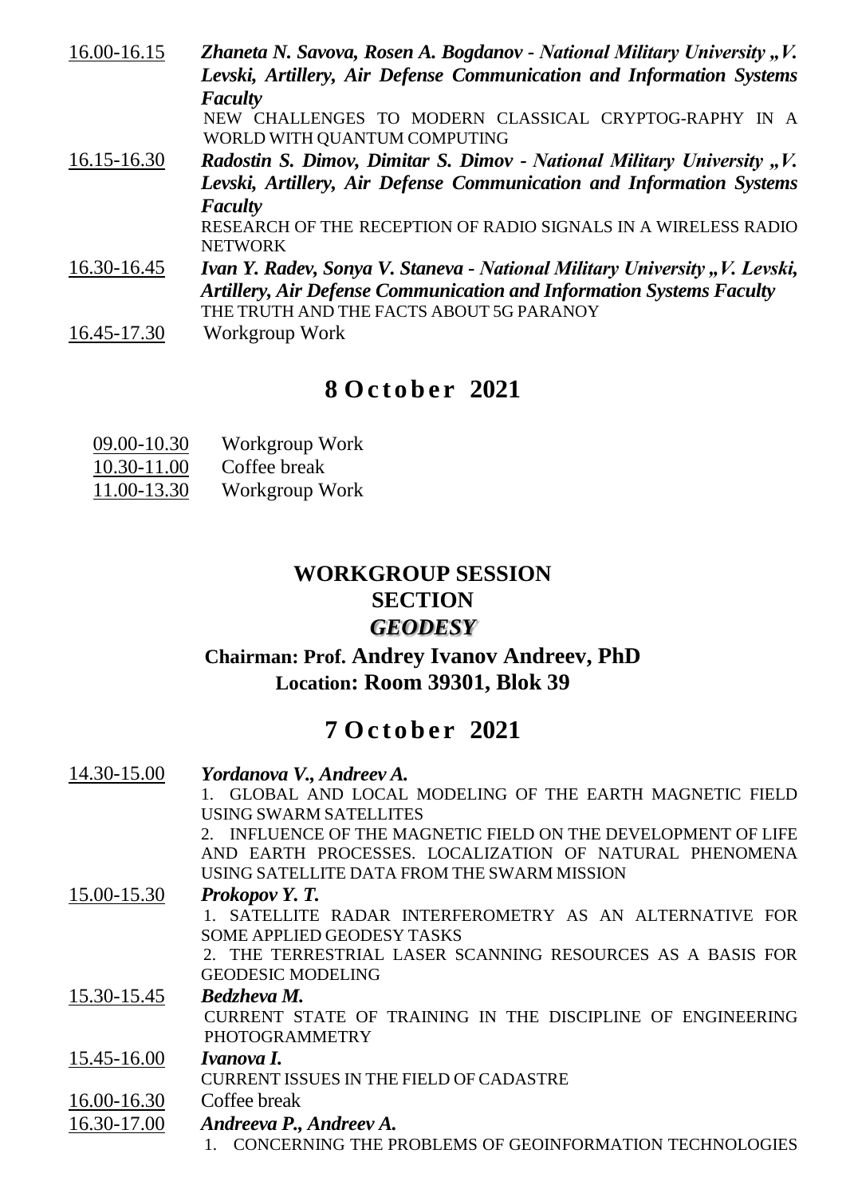16.00-16.15 ***Zhaneta N. Savova, Rosen A. Bogdanov - National Military University „V. Levski, Artillery, Air Defense Communication and Information Systems Faculty***
NEW CHALLENGES TO MODERN CLASSICAL CRYPTOG-RAPHY IN A WORLD WITH QUANTUM COMPUTING

16.15-16.30 ***Radostin S. Dimov, Dimitar S. Dimov - National Military University „V. Levski, Artillery, Air Defense Communication and Information Systems Faculty***
RESEARCH OF THE RECEPTION OF RADIO SIGNALS IN A WIRELESS RADIO NETWORK

16.30-16.45 ***Ivan Y. Radev, Sonya V. Staneva - National Military University „V. Levski, Artillery, Air Defense Communication and Information Systems Faculty***
THE TRUTH AND THE FACTS ABOUT 5G PARANOY

16.45-17.30 Workgroup Work

## 8 October 2021

09.00-10.30 Workgroup Work
10.30-11.00 Coffee break
11.00-13.30 Workgroup Work

## WORKGROUP SESSION
## SECTION
## *GEODESY*

**Chairman: Prof. Andrey Ivanov Andreev, PhD**
**Location: Room 39301, Blok 39**

## 7 October 2021

14.30-15.00 ***Yordanova V., Andreev A.***
1. GLOBAL AND LOCAL MODELING OF THE EARTH MAGNETIC FIELD USING SWARM SATELLITES
2. INFLUENCE OF THE MAGNETIC FIELD ON THE DEVELOPMENT OF LIFE AND EARTH PROCESSES. LOCALIZATION OF NATURAL PHENOMENA USING SATELLITE DATA FROM THE SWARM MISSION

15.00-15.30 ***Prokopov Y. T.***
1. SATELLITE RADAR INTERFEROMETRY AS AN ALTERNATIVE FOR SOME APPLIED GEODESY TASKS
2. THE TERRESTRIAL LASER SCANNING RESOURCES AS A BASIS FOR GEODESIC MODELING

15.30-15.45 ***Bedzheva M.***
CURRENT STATE OF TRAINING IN THE DISCIPLINE OF ENGINEERING PHOTOGRAMMETRY

15.45-16.00 ***Ivanova I.***
CURRENT ISSUES IN THE FIELD OF CADASTRE

16.00-16.30 Coffee break

16.30-17.00 ***Andreeva P., Andreev A.***
1. CONCERNING THE PROBLEMS OF GEOINFORMATION TECHNOLOGIES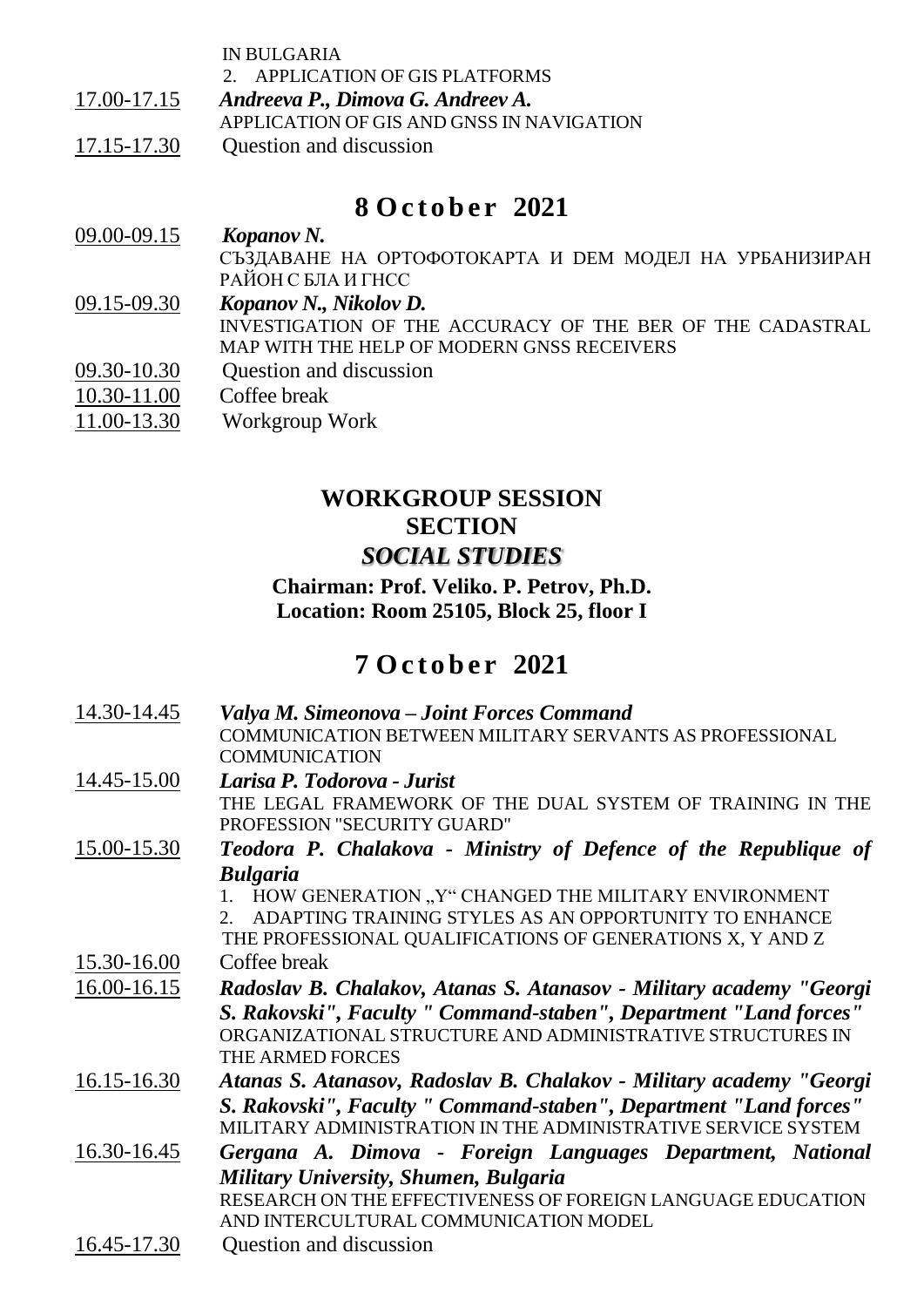IN BULGARIA

2. APPLICATION OF GIS PLATFORMS

17.00-17.15 ***Andreeva P., Dimova G. Andreev A.***
APPLICATION OF GIS AND GNSS IN NAVIGATION

17.15-17.30 Question and discussion

## 8 October 2021

09.00-09.15 ***Kopanov N.***
СЪЗДАВАНЕ НА ОРТОФОТОКАРТА И DEM МОДЕЛ НА УРБАНИЗИРАН РАЙОН С БЛА И ГНСС

09.15-09.30 ***Kopanov N., Nikolov D.***
INVESTIGATION OF THE ACCURACY OF THE BER OF THE CADASTRAL MAP WITH THE HELP OF MODERN GNSS RECEIVERS

09.30-10.30 Question and discussion

10.30-11.00 Coffee break

11.00-13.30 Workgroup Work

## WORKGROUP SESSION
## SECTION
## *SOCIAL STUDIES*

**Chairman: Prof. Veliko. P. Petrov, Ph.D.**
**Location: Room 25105, Block 25, floor I**

## 7 October 2021

14.30-14.45 ***Valya M. Simeonova – Joint Forces Command***
COMMUNICATION BETWEEN MILITARY SERVANTS AS PROFESSIONAL COMMUNICATION

14.45-15.00 ***Larisa P. Todorova - Jurist***
THE LEGAL FRAMEWORK OF THE DUAL SYSTEM OF TRAINING IN THE PROFESSION "SECURITY GUARD"

15.00-15.30 ***Teodora P. Chalakova - Ministry of Defence of the Republique of Bulgaria***

1. HOW GENERATION „Y" CHANGED THE MILITARY ENVIRONMENT
2. ADAPTING TRAINING STYLES AS AN OPPORTUNITY TO ENHANCE THE PROFESSIONAL QUALIFICATIONS OF GENERATIONS X, Y AND Z

15.30-16.00 Coffee break

16.00-16.15 ***Radoslav B. Chalakov, Atanas S. Atanasov - Military academy "Georgi S. Rakovski", Faculty " Command-staben", Department "Land forces"***
ORGANIZATIONAL STRUCTURE AND ADMINISTRATIVE STRUCTURES IN THE ARMED FORCES

16.15-16.30 ***Atanas S. Atanasov, Radoslav B. Chalakov - Military academy "Georgi S. Rakovski", Faculty " Command-staben", Department "Land forces"***
MILITARY ADMINISTRATION IN THE ADMINISTRATIVE SERVICE SYSTEM

16.30-16.45 ***Gergana A. Dimova - Foreign Languages Department, National Military University, Shumen, Bulgaria***
RESEARCH ON THE EFFECTIVENESS OF FOREIGN LANGUAGE EDUCATION AND INTERCULTURAL COMMUNICATION MODEL

16.45-17.30 Question and discussion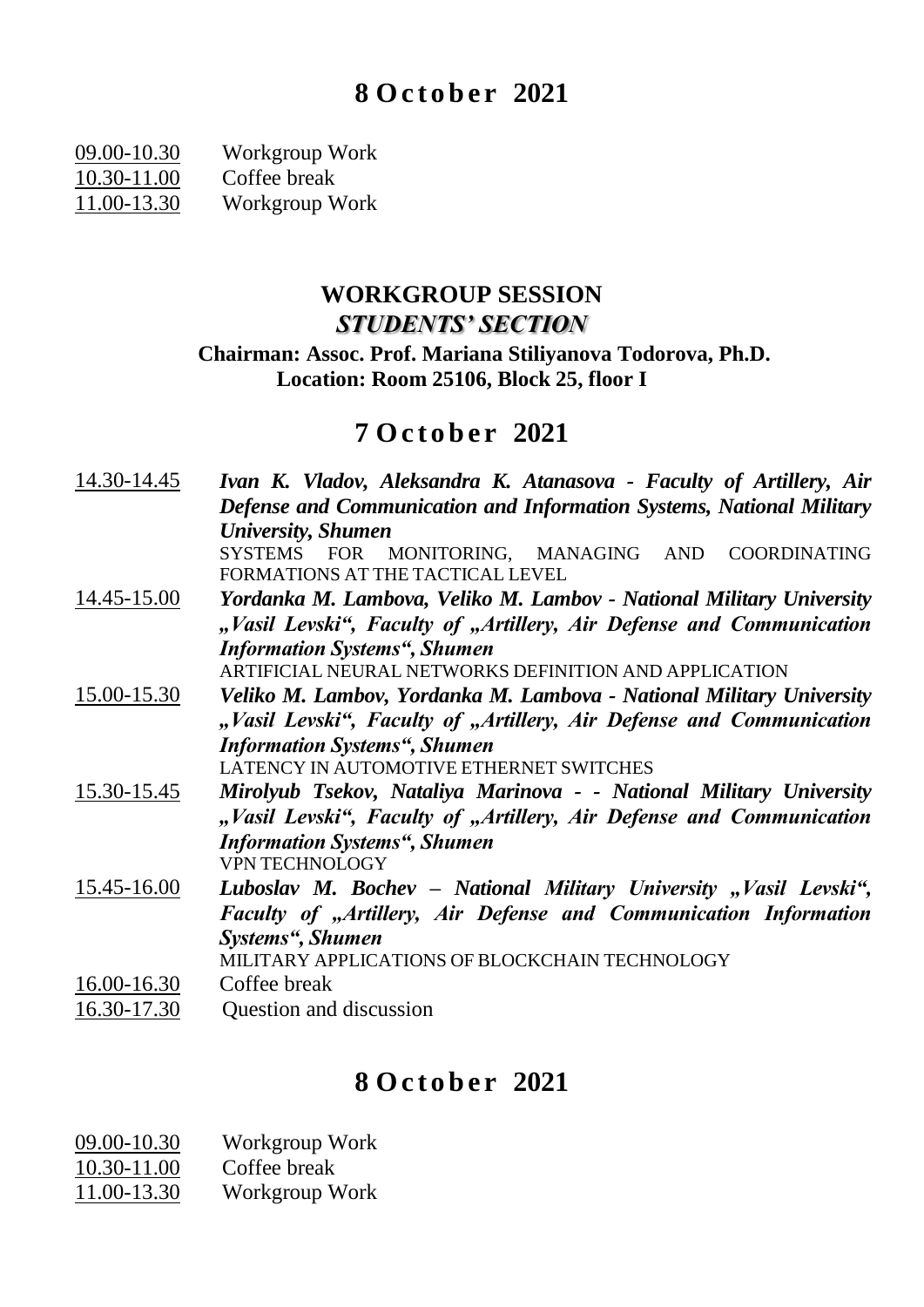## 8 October 2021

09.00-10.30 Workgroup Work
10.30-11.00 Coffee break
11.00-13.30 Workgroup Work

## WORKGROUP SESSION
### *STUDENTS' SECTION*

**Chairman: Assoc. Prof. Mariana Stiliyanova Todorova, Ph.D.**
**Location: Room 25106, Block 25, floor I**

## 7 October 2021

14.30-14.45 ***Ivan K. Vladov, Aleksandra K. Atanasova - Faculty of Artillery, Air Defense and Communication and Information Systems, National Military University, Shumen***
SYSTEMS FOR MONITORING, MANAGING AND COORDINATING FORMATIONS AT THE TACTICAL LEVEL

14.45-15.00 ***Yordanka M. Lambova, Veliko M. Lambov - National Military University „Vasil Levski", Faculty of „Artillery, Air Defense and Communication Information Systems", Shumen***
ARTIFICIAL NEURAL NETWORKS DEFINITION AND APPLICATION

15.00-15.30 ***Veliko M. Lambov, Yordanka M. Lambova - National Military University „Vasil Levski", Faculty of „Artillery, Air Defense and Communication Information Systems", Shumen***
LATENCY IN AUTOMOTIVE ETHERNET SWITCHES

15.30-15.45 ***Mirolyub Tsekov, Nataliya Marinova - - National Military University „Vasil Levski", Faculty of „Artillery, Air Defense and Communication Information Systems", Shumen***
VPN TECHNOLOGY

15.45-16.00 ***Luboslav M. Bochev – National Military University „Vasil Levski", Faculty of „Artillery, Air Defense and Communication Information Systems", Shumen***
MILITARY APPLICATIONS OF BLOCKCHAIN TECHNOLOGY

16.00-16.30 Coffee break
16.30-17.30 Question and discussion

## 8 October 2021

09.00-10.30 Workgroup Work
10.30-11.00 Coffee break
11.00-13.30 Workgroup Work